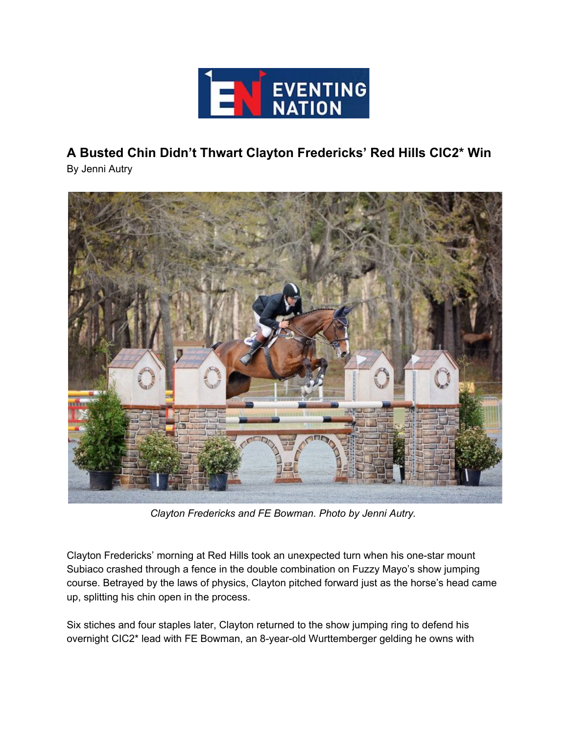# A Busted Chin Didn't Thwart Clayton Fredericks' Red Hills CIC2* Win

By Jenni Autry

*Clayton Fredericks and FE Bowman. Photo by Jenni Autry.*

Clayton Fredericks' morning at Red Hills took an unexpected turn when his one-star mount Subiaco crashed through a fence in the double combination on Fuzzy Mayo's show jumping course. Betrayed by the laws of physics, Clayton pitched forward just as the horse's head came up, splitting his chin open in the process.

Six stiches and four staples later, Clayton returned to the show jumping ring to defend his overnight CIC2* lead with FE Bowman, an 8-year-old Wurttemberger gelding he owns with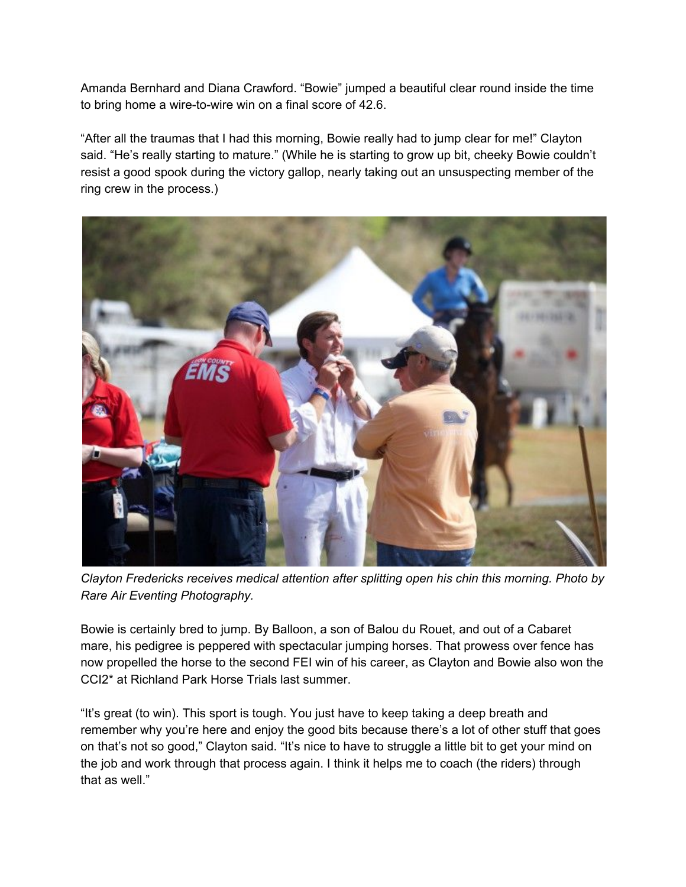Amanda Bernhard and Diana Crawford. "Bowie" jumped a beautiful clear round inside the time to bring home a wire-to-wire win on a final score of 42.6.

"After all the traumas that I had this morning, Bowie really had to jump clear for me!" Clayton said. "He's really starting to mature." (While he is starting to grow up bit, cheeky Bowie couldn't resist a good spook during the victory gallop, nearly taking out an unsuspecting member of the ring crew in the process.)

*Clayton Fredericks receives medical attention after splitting open his chin this morning. Photo by Rare Air Eventing Photography.*

Bowie is certainly bred to jump. By Balloon, a son of Balou du Rouet, and out of a Cabaret mare, his pedigree is peppered with spectacular jumping horses. That prowess over fence has now propelled the horse to the second FEI win of his career, as Clayton and Bowie also won the CCI2* at Richland Park Horse Trials last summer.

"It's great (to win). This sport is tough. You just have to keep taking a deep breath and remember why you're here and enjoy the good bits because there's a lot of other stuff that goes on that's not so good," Clayton said. "It's nice to have to struggle a little bit to get your mind on the job and work through that process again. I think it helps me to coach (the riders) through that as well."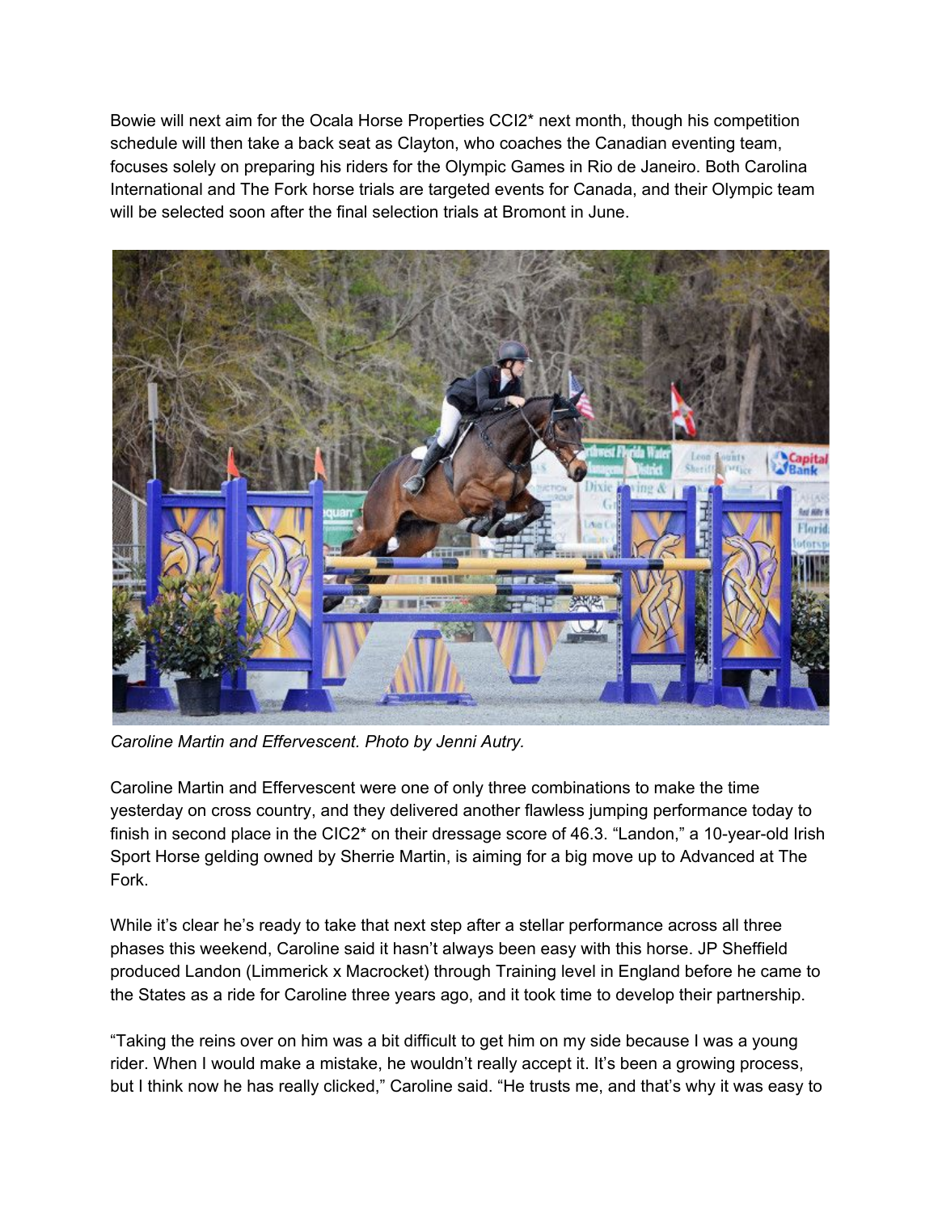Bowie will next aim for the Ocala Horse Properties CCI2* next month, though his competition schedule will then take a back seat as Clayton, who coaches the Canadian eventing team, focuses solely on preparing his riders for the Olympic Games in Rio de Janeiro. Both Carolina International and The Fork horse trials are targeted events for Canada, and their Olympic team will be selected soon after the final selection trials at Bromont in June.

*Caroline Martin and Effervescent. Photo by Jenni Autry.*

Caroline Martin and Effervescent were one of only three combinations to make the time yesterday on cross country, and they delivered another flawless jumping performance today to finish in second place in the CIC2* on their dressage score of 46.3. "Landon," a 10-year-old Irish Sport Horse gelding owned by Sherrie Martin, is aiming for a big move up to Advanced at The Fork.

While it's clear he's ready to take that next step after a stellar performance across all three phases this weekend, Caroline said it hasn't always been easy with this horse. JP Sheffield produced Landon (Limmerick x Macrocket) through Training level in England before he came to the States as a ride for Caroline three years ago, and it took time to develop their partnership.

"Taking the reins over on him was a bit difficult to get him on my side because I was a young rider. When I would make a mistake, he wouldn't really accept it. It's been a growing process, but I think now he has really clicked," Caroline said. "He trusts me, and that's why it was easy to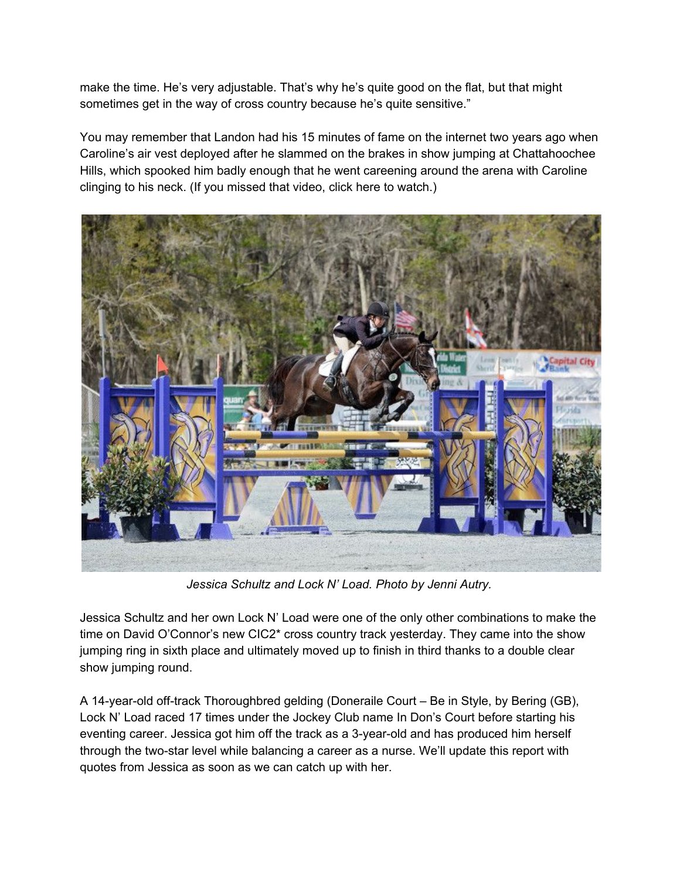make the time. He's very adjustable. That's why he's quite good on the flat, but that might sometimes get in the way of cross country because he's quite sensitive."

You may remember that Landon had his 15 minutes of fame on the internet two years ago when Caroline's air vest deployed after he slammed on the brakes in show jumping at Chattahoochee Hills, which spooked him badly enough that he went careening around the arena with Caroline clinging to his neck. (If you missed that video, click here to watch.)

*Jessica Schultz and Lock N' Load. Photo by Jenni Autry.*

Jessica Schultz and her own Lock N' Load were one of the only other combinations to make the time on David O'Connor's new CIC2* cross country track yesterday. They came into the show jumping ring in sixth place and ultimately moved up to finish in third thanks to a double clear show jumping round.

A 14-year-old off-track Thoroughbred gelding (Doneraile Court – Be in Style, by Bering (GB), Lock N' Load raced 17 times under the Jockey Club name In Don's Court before starting his eventing career. Jessica got him off the track as a 3-year-old and has produced him herself through the two-star level while balancing a career as a nurse. We'll update this report with quotes from Jessica as soon as we can catch up with her.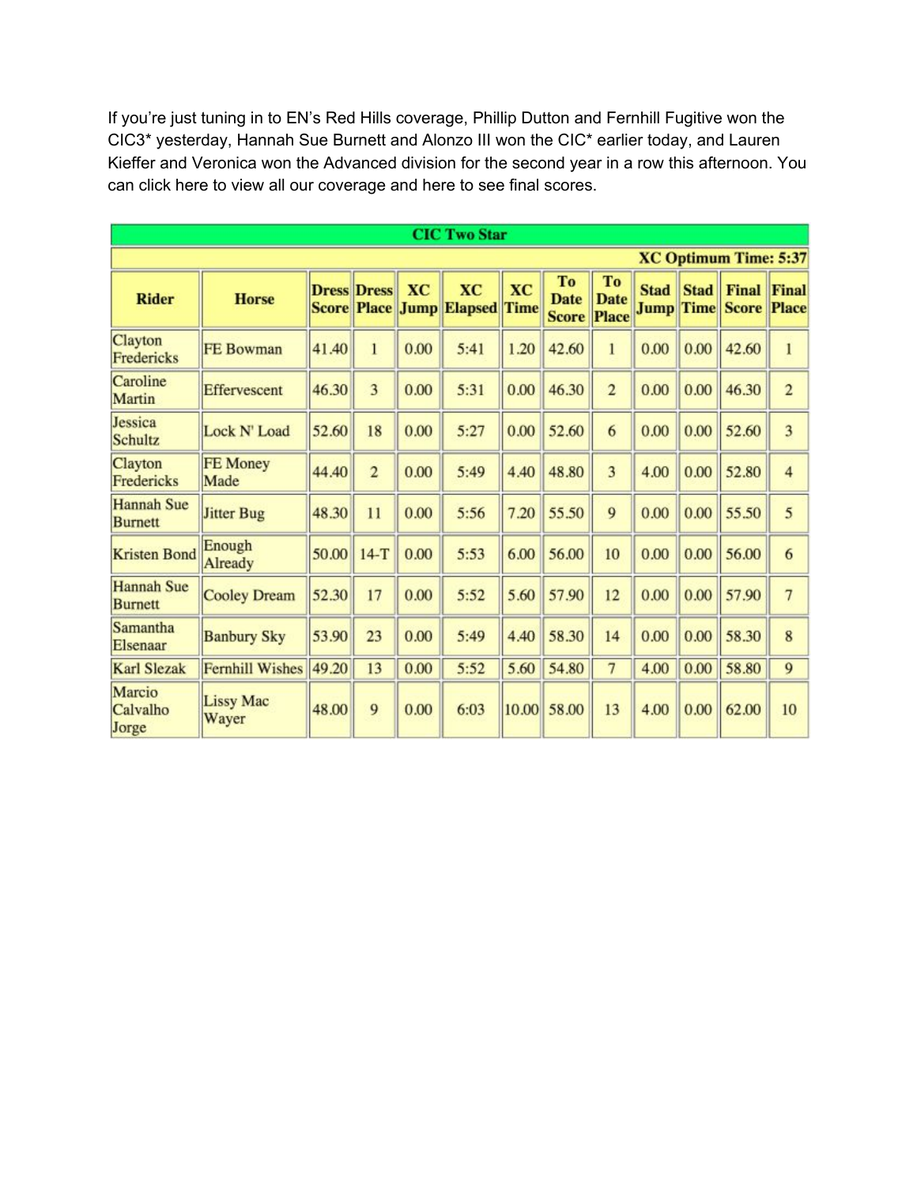If you're just tuning in to EN's Red Hills coverage, Phillip Dutton and Fernhill Fugitive won the CIC3* yesterday, Hannah Sue Burnett and Alonzo III won the CIC* earlier today, and Lauren Kieffer and Veronica won the Advanced division for the second year in a row this afternoon. You can click here to view all our coverage and here to see final scores.

| CIC Two Star | | | | | | | | | | | | | |
|---|---|---|---|---|---|---|---|---|---|---|---|---|---|
| XC Optimum Time: 5:37 | | | | | | | | | | | | | |
| Rider | Horse | Dress Score | Dress Place | XC Jump | XC Elapsed | XC Time | To Date Score | To Date Place | Stad Jump | Stad Time | Final Score | Final Place |
| Clayton Fredericks | FE Bowman | 41.40 | 1 | 0.00 | 5:41 | 1.20 | 42.60 | 1 | 0.00 | 0.00 | 42.60 | 1 |
| Caroline Martin | Effervescent | 46.30 | 3 | 0.00 | 5:31 | 0.00 | 46.30 | 2 | 0.00 | 0.00 | 46.30 | 2 |
| Jessica Schultz | Lock N' Load | 52.60 | 18 | 0.00 | 5:27 | 0.00 | 52.60 | 6 | 0.00 | 0.00 | 52.60 | 3 |
| Clayton Fredericks | FE Money Made | 44.40 | 2 | 0.00 | 5:49 | 4.40 | 48.80 | 3 | 4.00 | 0.00 | 52.80 | 4 |
| Hannah Sue Burnett | Jitter Bug | 48.30 | 11 | 0.00 | 5:56 | 7.20 | 55.50 | 9 | 0.00 | 0.00 | 55.50 | 5 |
| Kristen Bond | Enough Already | 50.00 | 14-T | 0.00 | 5:53 | 6.00 | 56.00 | 10 | 0.00 | 0.00 | 56.00 | 6 |
| Hannah Sue Burnett | Cooley Dream | 52.30 | 17 | 0.00 | 5:52 | 5.60 | 57.90 | 12 | 0.00 | 0.00 | 57.90 | 7 |
| Samantha Elsenaar | Banbury Sky | 53.90 | 23 | 0.00 | 5:49 | 4.40 | 58.30 | 14 | 0.00 | 0.00 | 58.30 | 8 |
| Karl Slezak | Fernhill Wishes | 49.20 | 13 | 0.00 | 5:52 | 5.60 | 54.80 | 7 | 4.00 | 0.00 | 58.80 | 9 |
| Marcio Calvalho Jorge | Lissy Mac Wayer | 48.00 | 9 | 0.00 | 6:03 | 10.00 | 58.00 | 13 | 4.00 | 0.00 | 62.00 | 10 |